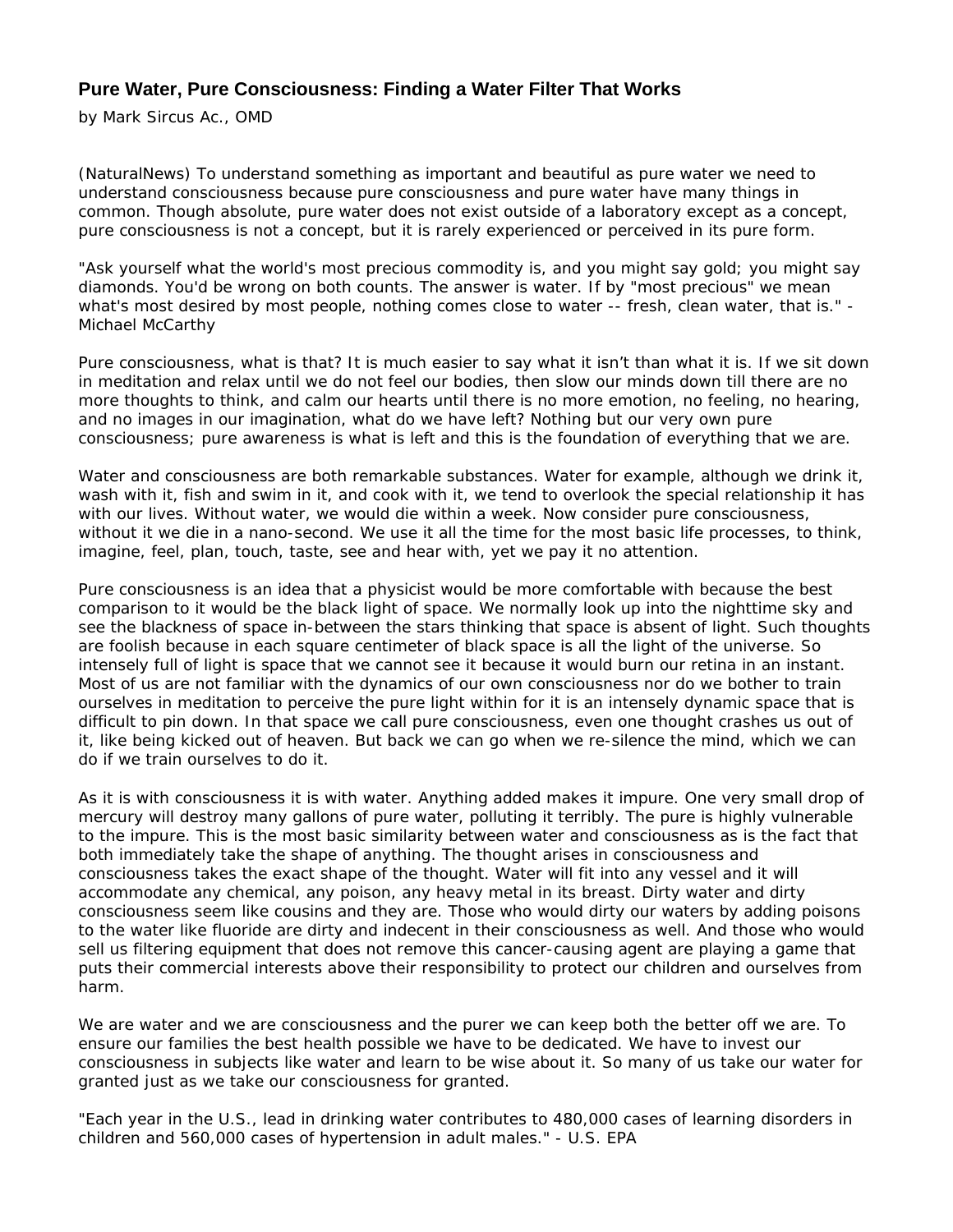# Pure Water, Pure Consciousness: Finding a Water Filter That Works

by Mark Sircus Ac., OMD

(NaturalNews) To understand something as important and beautiful as pure water we need to understand consciousness because pure consciousness and pure water have many things in common. Though absolute, pure water does not exist outside of a laboratory except as a concept, pure consciousness is not a concept, but it is rarely experienced or perceived in its pure form.

"Ask yourself what the world's most precious commodity is, and you might say gold; you might say diamonds. You'd be wrong on both counts. The answer is water. If by "most precious" we mean what's most desired by most people, nothing comes close to water -- fresh, clean water, that is." - Michael McCarthy

Pure consciousness, what is that? It is much easier to say what it isn't than what it is. If we sit down in meditation and relax until we do not feel our bodies, then slow our minds down till there are no more thoughts to think, and calm our hearts until there is no more emotion, no feeling, no hearing, and no images in our imagination, what do we have left? Nothing but our very own pure consciousness; pure awareness is what is left and this is the foundation of everything that we are.

Water and consciousness are both remarkable substances. Water for example, although we drink it, wash with it, fish and swim in it, and cook with it, we tend to overlook the special relationship it has with our lives. Without water, we would die within a week. Now consider pure consciousness, without it we die in a nano-second. We use it all the time for the most basic life processes, to think, imagine, feel, plan, touch, taste, see and hear with, yet we pay it no attention.

Pure consciousness is an idea that a physicist would be more comfortable with because the best comparison to it would be the black light of space. We normally look up into the nighttime sky and see the blackness of space in-between the stars thinking that space is absent of light. Such thoughts are foolish because in each square centimeter of black space is all the light of the universe. So intensely full of light is space that we cannot see it because it would burn our retina in an instant. Most of us are not familiar with the dynamics of our own consciousness nor do we bother to train ourselves in meditation to perceive the pure light within for it is an intensely dynamic space that is difficult to pin down. In that space we call pure consciousness, even one thought crashes us out of it, like being kicked out of heaven. But back we can go when we re-silence the mind, which we can do if we train ourselves to do it.

As it is with consciousness it is with water. Anything added makes it impure. One very small drop of mercury will destroy many gallons of pure water, polluting it terribly. The pure is highly vulnerable to the impure. This is the most basic similarity between water and consciousness as is the fact that both immediately take the shape of anything. The thought arises in consciousness and consciousness takes the exact shape of the thought. Water will fit into any vessel and it will accommodate any chemical, any poison, any heavy metal in its breast. Dirty water and dirty consciousness seem like cousins and they are. Those who would dirty our waters by adding poisons to the water like fluoride are dirty and indecent in their consciousness as well. And those who would sell us filtering equipment that does not remove this cancer-causing agent are playing a game that puts their commercial interests above their responsibility to protect our children and ourselves from harm.

We are water and we are consciousness and the purer we can keep both the better off we are. To ensure our families the best health possible we have to be dedicated. We have to invest our consciousness in subjects like water and learn to be wise about it. So many of us take our water for granted just as we take our consciousness for granted.

"Each year in the U.S., lead in drinking water contributes to 480,000 cases of learning disorders in children and 560,000 cases of hypertension in adult males." - U.S. EPA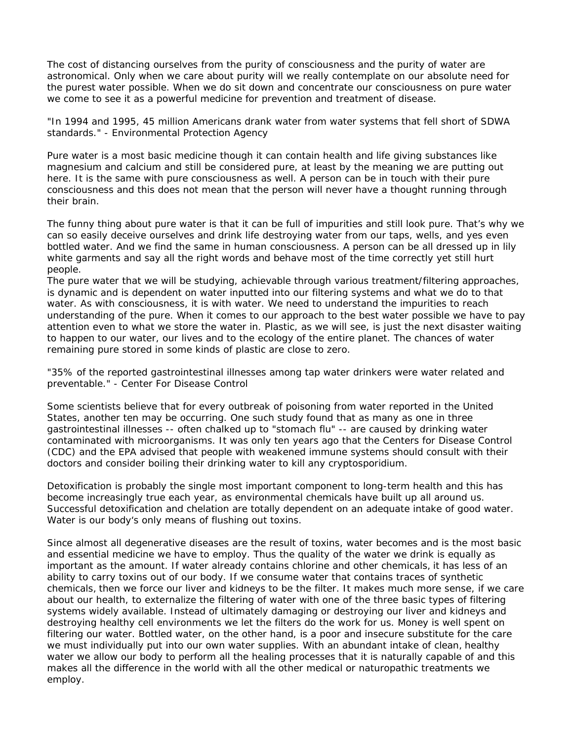The cost of distancing ourselves from the purity of consciousness and the purity of water are astronomical. Only when we care about purity will we really contemplate on our absolute need for the purest water possible. When we do sit down and concentrate our consciousness on pure water we come to see it as a powerful medicine for prevention and treatment of disease.

"In 1994 and 1995, 45 million Americans drank water from water systems that fell short of SDWA standards." - Environmental Protection Agency

Pure water is a most basic medicine though it can contain health and life giving substances like magnesium and calcium and still be considered pure, at least by the meaning we are putting out here. It is the same with pure consciousness as well. A person can be in touch with their pure consciousness and this does not mean that the person will never have a thought running through their brain.

The funny thing about pure water is that it can be full of impurities and still look pure. That's why we can so easily deceive ourselves and drink life destroying water from our taps, wells, and yes even bottled water. And we find the same in human consciousness. A person can be all dressed up in lily white garments and say all the right words and behave most of the time correctly yet still hurt people.

The pure water that we will be studying, achievable through various treatment/filtering approaches, is dynamic and is dependent on water inputted into our filtering systems and what we do to that water. As with consciousness, it is with water. We need to understand the impurities to reach understanding of the pure. When it comes to our approach to the best water possible we have to pay attention even to what we store the water in. Plastic, as we will see, is just the next disaster waiting to happen to our water, our lives and to the ecology of the entire planet. The chances of water remaining pure stored in some kinds of plastic are close to zero.

"35% of the reported gastrointestinal illnesses among tap water drinkers were water related and preventable." - Center For Disease Control

Some scientists believe that for every outbreak of poisoning from water reported in the United States, another ten may be occurring. One such study found that as many as one in three gastrointestinal illnesses -- often chalked up to "stomach flu" -- are caused by drinking water contaminated with microorganisms. It was only ten years ago that the Centers for Disease Control (CDC) and the EPA advised that people with weakened immune systems should consult with their doctors and consider boiling their drinking water to kill any cryptosporidium.

Detoxification is probably the single most important component to long-term health and this has become increasingly true each year, as environmental chemicals have built up all around us. Successful detoxification and chelation are totally dependent on an adequate intake of good water. Water is our body's only means of flushing out toxins.

Since almost all degenerative diseases are the result of toxins, water becomes and is the most basic and essential medicine we have to employ. Thus the quality of the water we drink is equally as important as the amount. If water already contains chlorine and other chemicals, it has less of an ability to carry toxins out of our body. If we consume water that contains traces of synthetic chemicals, then we force our liver and kidneys to be the filter. It makes much more sense, if we care about our health, to externalize the filtering of water with one of the three basic types of filtering systems widely available. Instead of ultimately damaging or destroying our liver and kidneys and destroying healthy cell environments we let the filters do the work for us. Money is well spent on filtering our water. Bottled water, on the other hand, is a poor and insecure substitute for the care we must individually put into our own water supplies. With an abundant intake of clean, healthy water we allow our body to perform all the healing processes that it is naturally capable of and this makes all the difference in the world with all the other medical or naturopathic treatments we employ.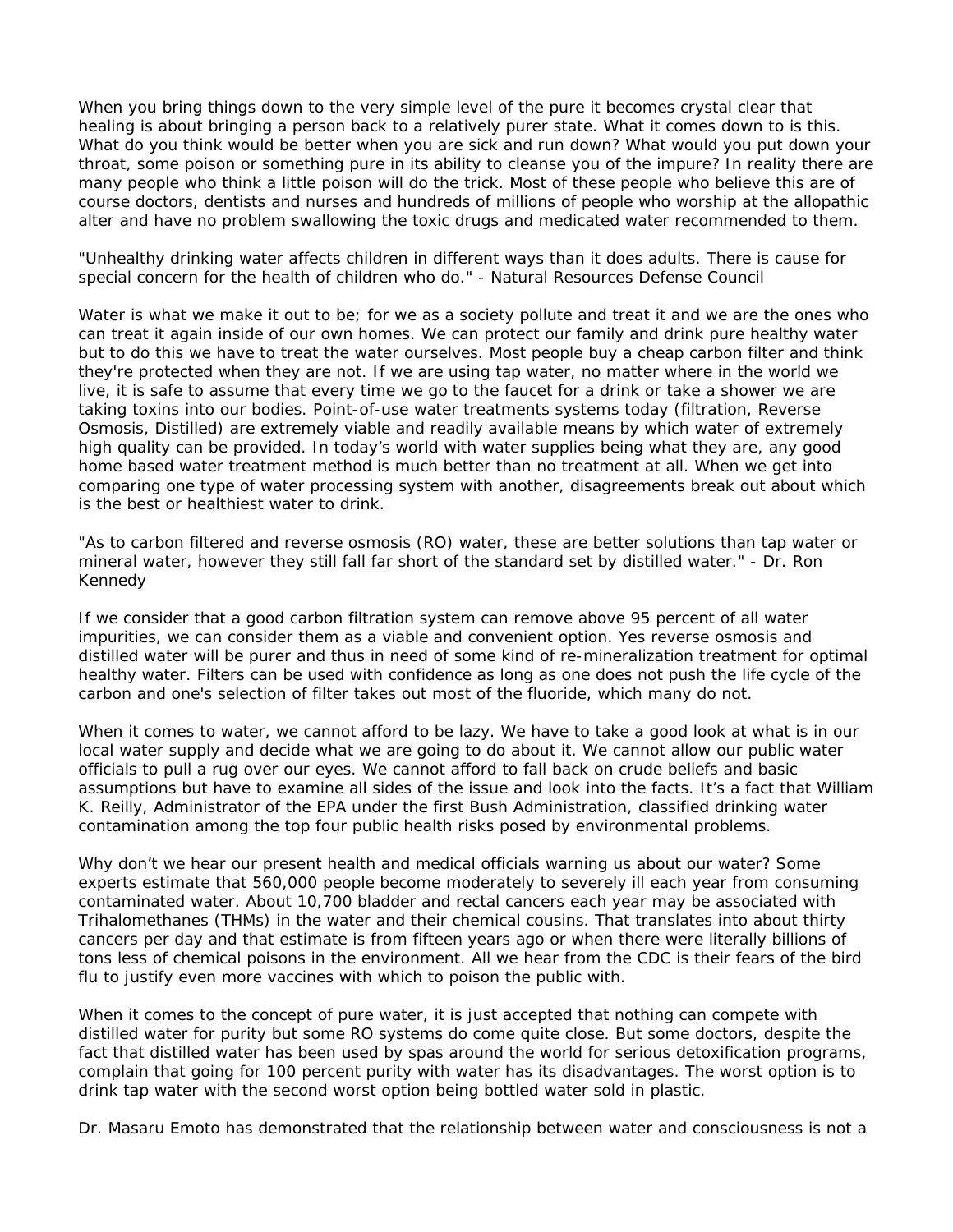When you bring things down to the very simple level of the pure it becomes crystal clear that healing is about bringing a person back to a relatively purer state. What it comes down to is this. What do you think would be better when you are sick and run down? What would you put down your throat, some poison or something pure in its ability to cleanse you of the impure? In reality there are many people who think a little poison will do the trick. Most of these people who believe this are of course doctors, dentists and nurses and hundreds of millions of people who worship at the allopathic alter and have no problem swallowing the toxic drugs and medicated water recommended to them.

"Unhealthy drinking water affects children in different ways than it does adults. There is cause for special concern for the health of children who do." - Natural Resources Defense Council

Water is what we make it out to be; for we as a society pollute and treat it and we are the ones who can treat it again inside of our own homes. We can protect our family and drink pure healthy water but to do this we have to treat the water ourselves. Most people buy a cheap carbon filter and think they're protected when they are not. If we are using tap water, no matter where in the world we live, it is safe to assume that every time we go to the faucet for a drink or take a shower we are taking toxins into our bodies. Point-of-use water treatments systems today (filtration, Reverse Osmosis, Distilled) are extremely viable and readily available means by which water of extremely high quality can be provided. In today's world with water supplies being what they are, any good home based water treatment method is much better than no treatment at all. When we get into comparing one type of water processing system with another, disagreements break out about which is the best or healthiest water to drink.

"As to carbon filtered and reverse osmosis (RO) water, these are better solutions than tap water or mineral water, however they still fall far short of the standard set by distilled water." - Dr. Ron Kennedy

If we consider that a good carbon filtration system can remove above 95 percent of all water impurities, we can consider them as a viable and convenient option. Yes reverse osmosis and distilled water will be purer and thus in need of some kind of re-mineralization treatment for optimal healthy water. Filters can be used with confidence as long as one does not push the life cycle of the carbon and one's selection of filter takes out most of the fluoride, which many do not.

When it comes to water, we cannot afford to be lazy. We have to take a good look at what is in our local water supply and decide what we are going to do about it. We cannot allow our public water officials to pull a rug over our eyes. We cannot afford to fall back on crude beliefs and basic assumptions but have to examine all sides of the issue and look into the facts. It's a fact that William K. Reilly, Administrator of the EPA under the first Bush Administration, classified drinking water contamination among the top four public health risks posed by environmental problems.

Why don't we hear our present health and medical officials warning us about our water? Some experts estimate that 560,000 people become moderately to severely ill each year from consuming contaminated water. About 10,700 bladder and rectal cancers each year may be associated with Trihalomethanes (THMs) in the water and their chemical cousins. That translates into about thirty cancers per day and that estimate is from fifteen years ago or when there were literally billions of tons less of chemical poisons in the environment. All we hear from the CDC is their fears of the bird flu to justify even more vaccines with which to poison the public with.

When it comes to the concept of pure water, it is just accepted that nothing can compete with distilled water for purity but some RO systems do come quite close. But some doctors, despite the fact that distilled water has been used by spas around the world for serious detoxification programs, complain that going for 100 percent purity with water has its disadvantages. The worst option is to drink tap water with the second worst option being bottled water sold in plastic.

Dr. Masaru Emoto has demonstrated that the relationship between water and consciousness is not a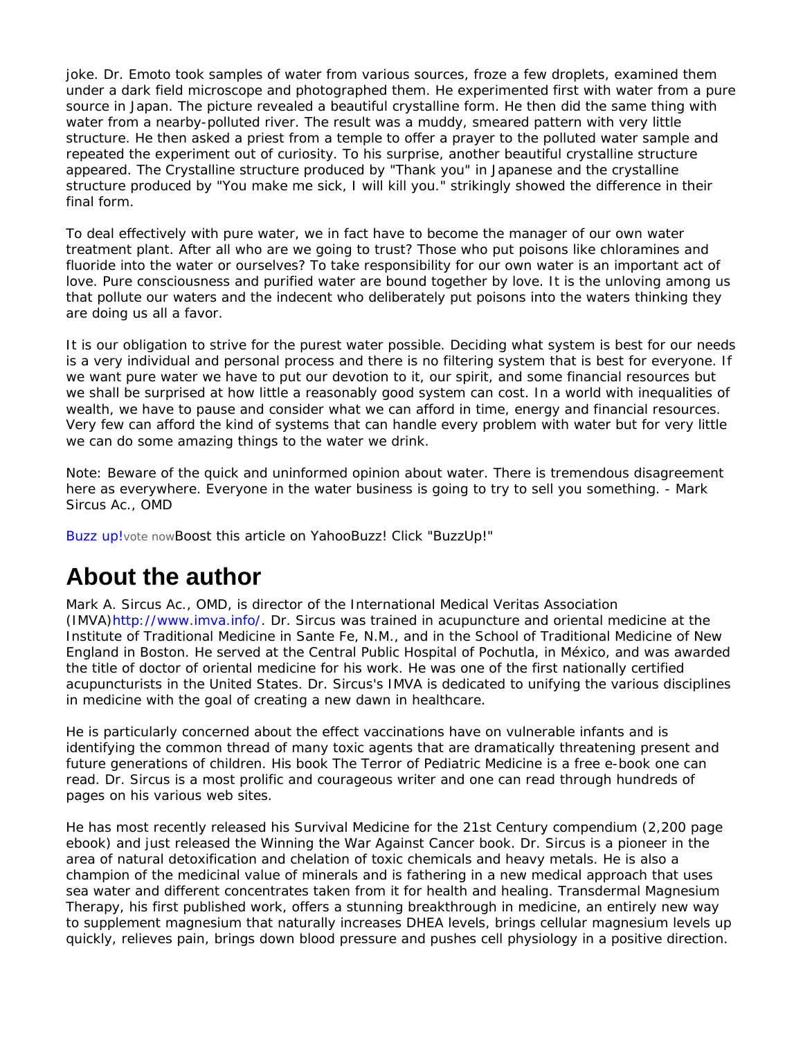joke. Dr. Emoto took samples of water from various sources, froze a few droplets, examined them under a dark field microscope and photographed them. He experimented first with water from a pure source in Japan. The picture revealed a beautiful crystalline form. He then did the same thing with water from a nearby-polluted river. The result was a muddy, smeared pattern with very little structure. He then asked a priest from a temple to offer a prayer to the polluted water sample and repeated the experiment out of curiosity. To his surprise, another beautiful crystalline structure appeared. The Crystalline structure produced by "Thank you" in Japanese and the crystalline structure produced by "You make me sick, I will kill you." strikingly showed the difference in their final form.

To deal effectively with pure water, we in fact have to become the manager of our own water treatment plant. After all who are we going to trust? Those who put poisons like chloramines and fluoride into the water or ourselves? To take responsibility for our own water is an important act of love. Pure consciousness and purified water are bound together by love. It is the unloving among us that pollute our waters and the indecent who deliberately put poisons into the waters thinking they are doing us all a favor.

It is our obligation to strive for the purest water possible. Deciding what system is best for our needs is a very individual and personal process and there is no filtering system that is best for everyone. If we want pure water we have to put our devotion to it, our spirit, and some financial resources but we shall be surprised at how little a reasonably good system can cost. In a world with inequalities of wealth, we have to pause and consider what we can afford in time, energy and financial resources. Very few can afford the kind of systems that can handle every problem with water but for very little we can do some amazing things to the water we drink.

Note: Beware of the quick and uninformed opinion about water. There is tremendous disagreement here as everywhere. Everyone in the water business is going to try to sell you something. - Mark Sircus Ac., OMD

Buzz up!vote nowBoost this article on YahooBuzz! Click "BuzzUp!"

## About the author

Mark A. Sircus Ac., OMD, is director of the International Medical Veritas Association (IMVA)http://www.imva.info/. Dr. Sircus was trained in acupuncture and oriental medicine at the Institute of Traditional Medicine in Sante Fe, N.M., and in the School of Traditional Medicine of New England in Boston. He served at the Central Public Hospital of Pochutla, in México, and was awarded the title of doctor of oriental medicine for his work. He was one of the first nationally certified acupuncturists in the United States. Dr. Sircus's IMVA is dedicated to unifying the various disciplines in medicine with the goal of creating a new dawn in healthcare.

He is particularly concerned about the effect vaccinations have on vulnerable infants and is identifying the common thread of many toxic agents that are dramatically threatening present and future generations of children. His book The Terror of Pediatric Medicine is a free e-book one can read. Dr. Sircus is a most prolific and courageous writer and one can read through hundreds of pages on his various web sites.

He has most recently released his Survival Medicine for the 21st Century compendium (2,200 page ebook) and just released the Winning the War Against Cancer book. Dr. Sircus is a pioneer in the area of natural detoxification and chelation of toxic chemicals and heavy metals. He is also a champion of the medicinal value of minerals and is fathering in a new medical approach that uses sea water and different concentrates taken from it for health and healing. Transdermal Magnesium Therapy, his first published work, offers a stunning breakthrough in medicine, an entirely new way to supplement magnesium that naturally increases DHEA levels, brings cellular magnesium levels up quickly, relieves pain, brings down blood pressure and pushes cell physiology in a positive direction.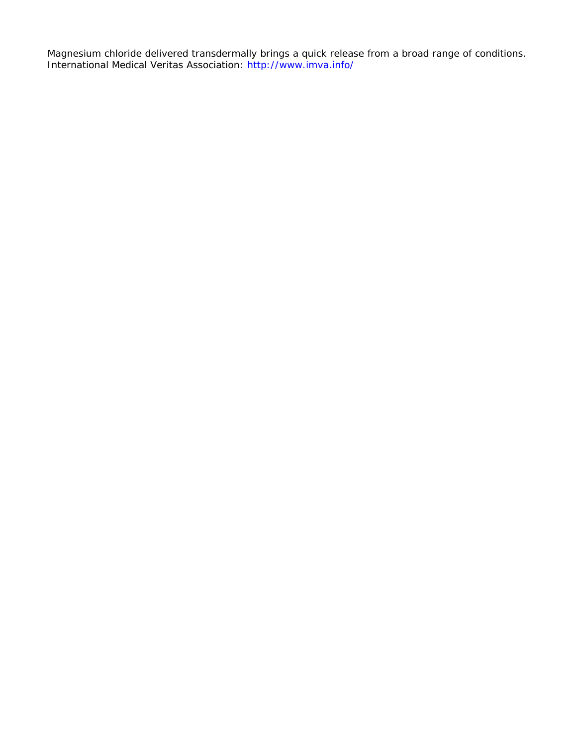Magnesium chloride delivered transdermally brings a quick release from a broad range of conditions.
International Medical Veritas Association: http://www.imva.info/